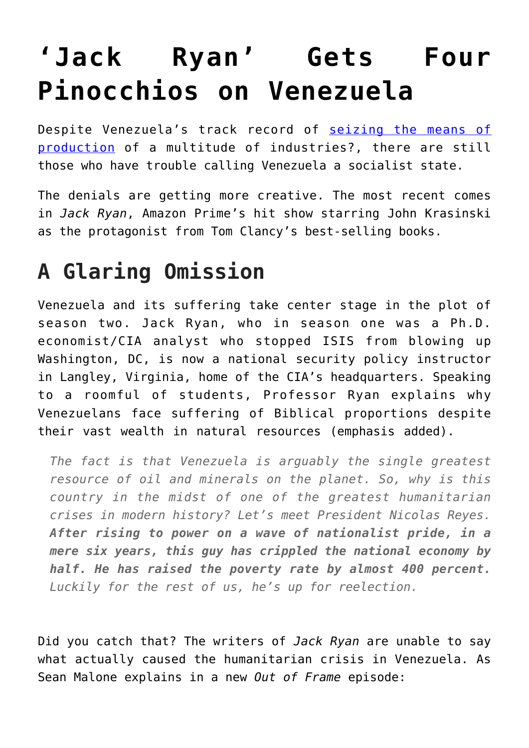# ‘Jack Ryan’ Gets Four Pinocchios on Venezuela

Despite Venezuela’s track record of seizing the means of production of a multitude of industries?, there are still those who have trouble calling Venezuela a socialist state.

The denials are getting more creative. The most recent comes in *Jack Ryan*, Amazon Prime’s hit show starring John Krasinski as the protagonist from Tom Clancy’s best-selling books.

## A Glaring Omission

Venezuela and its suffering take center stage in the plot of season two. Jack Ryan, who in season one was a Ph.D. economist/CIA analyst who stopped ISIS from blowing up Washington, DC, is now a national security policy instructor in Langley, Virginia, home of the CIA’s headquarters. Speaking to a roomful of students, Professor Ryan explains why Venezuelans face suffering of Biblical proportions despite their vast wealth in natural resources (emphasis added).

> *The fact is that Venezuela is arguably the single greatest resource of oil and minerals on the planet. So, why is this country in the midst of one of the greatest humanitarian crises in modern history? Let’s meet President Nicolas Reyes.* ***After rising to power on a wave of nationalist pride, in a mere six years, this guy has crippled the national economy by half. He has raised the poverty rate by almost 400 percent.*** *Luckily for the rest of us, he’s up for reelection.*

Did you catch that? The writers of *Jack Ryan* are unable to say what actually caused the humanitarian crisis in Venezuela. As Sean Malone explains in a new *Out of Frame* episode: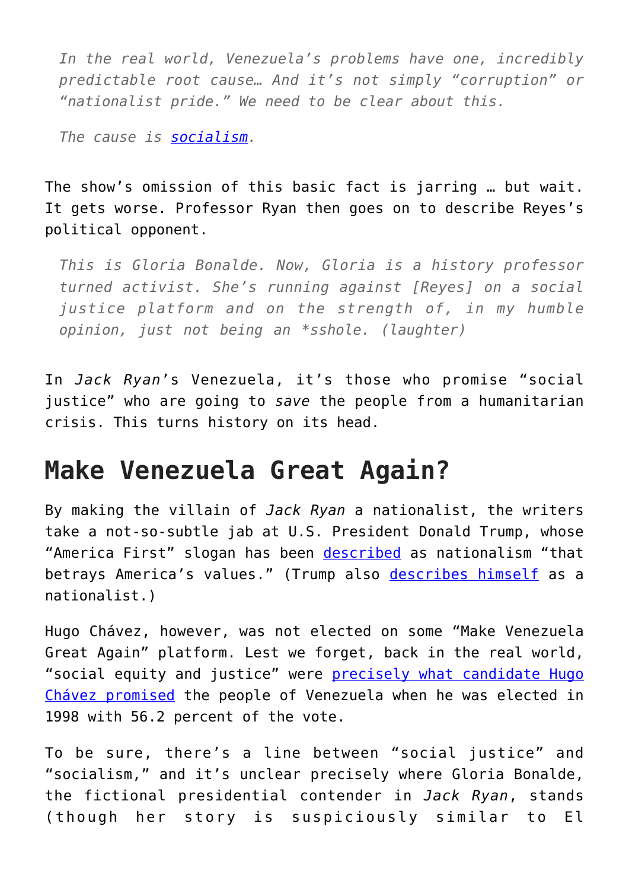> *In the real world, Venezuela's problems have one, incredibly predictable root cause… And it's not simply "corruption" or "nationalist pride." We need to be clear about this.*
>
> *The cause is [socialism](#).*

The show's omission of this basic fact is jarring … but wait. It gets worse. Professor Ryan then goes on to describe Reyes's political opponent.

> *This is Gloria Bonalde. Now, Gloria is a history professor turned activist. She's running against [Reyes] on a social justice platform and on the strength of, in my humble opinion, just not being an *sshole. (laughter)*

In *Jack Ryan*'s Venezuela, it's those who promise "social justice" who are going to *save* the people from a humanitarian crisis. This turns history on its head.

## Make Venezuela Great Again?

By making the villain of *Jack Ryan* a nationalist, the writers take a not-so-subtle jab at U.S. President Donald Trump, whose "America First" slogan has been [described](#) as nationalism "that betrays America's values." (Trump also [describes himself](#) as a nationalist.)

Hugo Chávez, however, was not elected on some "Make Venezuela Great Again" platform. Lest we forget, back in the real world, "social equity and justice" were [precisely what candidate Hugo Chávez promised](#) the people of Venezuela when he was elected in 1998 with 56.2 percent of the vote.

To be sure, there's a line between "social justice" and "socialism," and it's unclear precisely where Gloria Bonalde, the fictional presidential contender in *Jack Ryan*, stands (though her story is suspiciously similar to El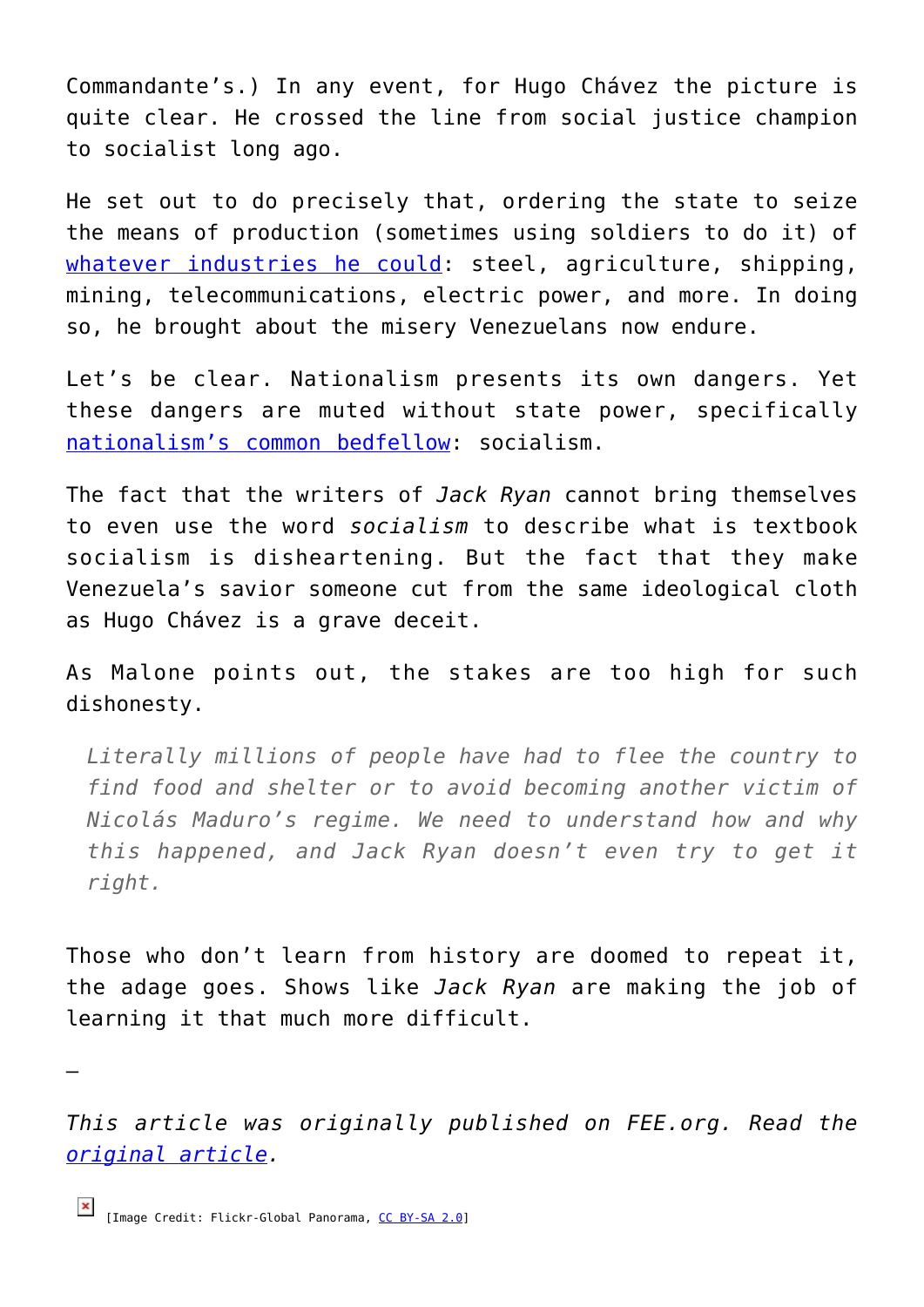Commandante's.) In any event, for Hugo Chávez the picture is quite clear. He crossed the line from social justice champion to socialist long ago.

He set out to do precisely that, ordering the state to seize the means of production (sometimes using soldiers to do it) of whatever industries he could: steel, agriculture, shipping, mining, telecommunications, electric power, and more. In doing so, he brought about the misery Venezuelans now endure.

Let's be clear. Nationalism presents its own dangers. Yet these dangers are muted without state power, specifically nationalism's common bedfellow: socialism.

The fact that the writers of *Jack Ryan* cannot bring themselves to even use the word *socialism* to describe what is textbook socialism is disheartening. But the fact that they make Venezuela's savior someone cut from the same ideological cloth as Hugo Chávez is a grave deceit.

As Malone points out, the stakes are too high for such dishonesty.

> *Literally millions of people have had to flee the country to find food and shelter or to avoid becoming another victim of Nicolás Maduro's regime. We need to understand how and why this happened, and Jack Ryan doesn't even try to get it right.*

Those who don't learn from history are doomed to repeat it, the adage goes. Shows like *Jack Ryan* are making the job of learning it that much more difficult.

—

*This article was originally published on FEE.org. Read the original article.*

[Image Credit: Flickr-Global Panorama, CC BY-SA 2.0]